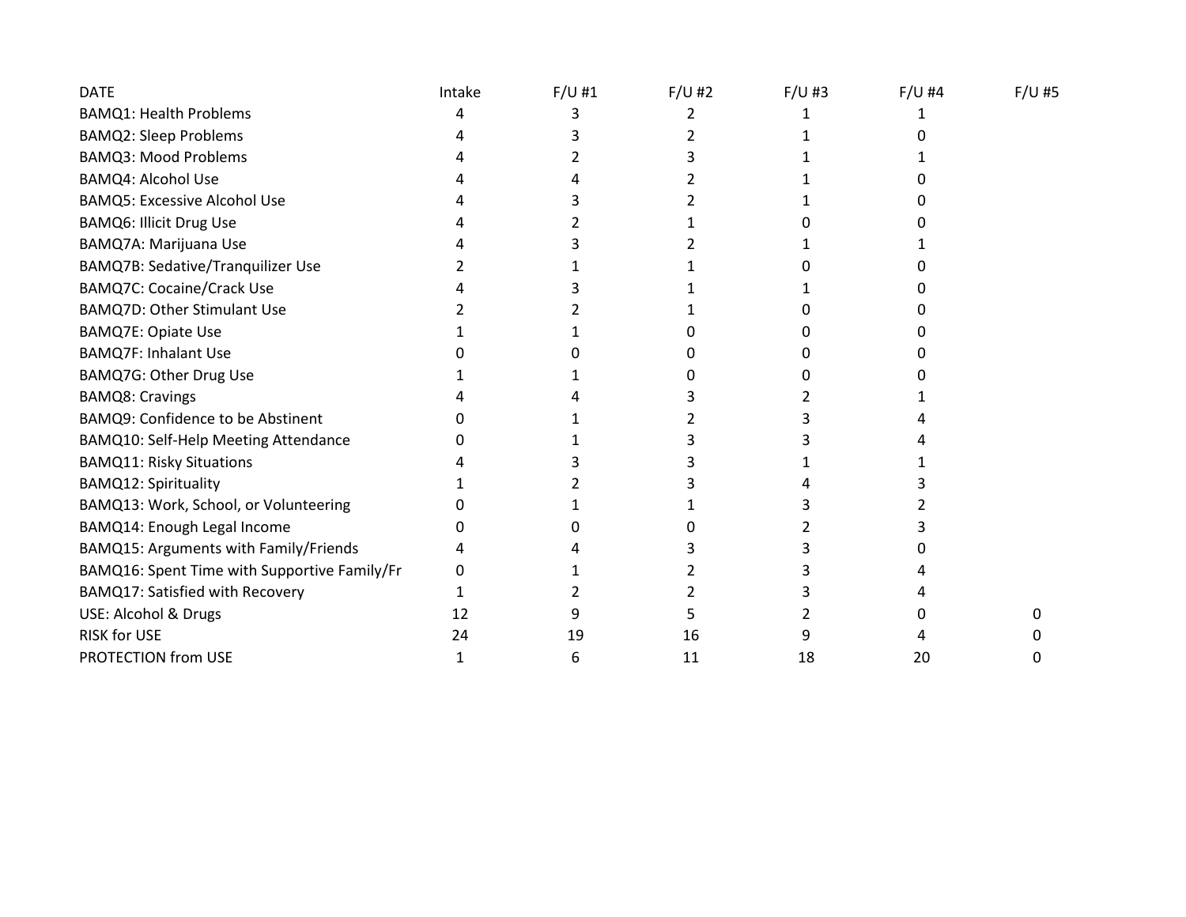| DATE | Intake | F/U #1 | F/U #2 | F/U #3 | F/U #4 | F/U #5 |
|---|---|---|---|---|---|---|
| BAMQ1: Health Problems | 4 | 3 | 2 | 1 | 1 | |
| BAMQ2: Sleep Problems | 4 | 3 | 2 | 1 | 0 | |
| BAMQ3: Mood Problems | 4 | 2 | 3 | 1 | 1 | |
| BAMQ4: Alcohol Use | 4 | 4 | 2 | 1 | 0 | |
| BAMQ5: Excessive Alcohol Use | 4 | 3 | 2 | 1 | 0 | |
| BAMQ6: Illicit Drug Use | 4 | 2 | 1 | 0 | 0 | |
| BAMQ7A: Marijuana Use | 4 | 3 | 2 | 1 | 1 | |
| BAMQ7B: Sedative/Tranquilizer Use | 2 | 1 | 1 | 0 | 0 | |
| BAMQ7C: Cocaine/Crack Use | 4 | 3 | 1 | 1 | 0 | |
| BAMQ7D: Other Stimulant Use | 2 | 2 | 1 | 0 | 0 | |
| BAMQ7E: Opiate Use | 1 | 1 | 0 | 0 | 0 | |
| BAMQ7F: Inhalant Use | 0 | 0 | 0 | 0 | 0 | |
| BAMQ7G: Other Drug Use | 1 | 1 | 0 | 0 | 0 | |
| BAMQ8: Cravings | 4 | 4 | 3 | 2 | 1 | |
| BAMQ9: Confidence to be Abstinent | 0 | 1 | 2 | 3 | 4 | |
| BAMQ10: Self-Help Meeting Attendance | 0 | 1 | 3 | 3 | 4 | |
| BAMQ11: Risky Situations | 4 | 3 | 3 | 1 | 1 | |
| BAMQ12: Spirituality | 1 | 2 | 3 | 4 | 3 | |
| BAMQ13: Work, School, or Volunteering | 0 | 1 | 1 | 3 | 2 | |
| BAMQ14: Enough Legal Income | 0 | 0 | 0 | 2 | 3 | |
| BAMQ15: Arguments with Family/Friends | 4 | 4 | 3 | 3 | 0 | |
| BAMQ16: Spent Time with Supportive Family/Fr | 0 | 1 | 2 | 3 | 4 | |
| BAMQ17: Satisfied with Recovery | 1 | 2 | 2 | 3 | 4 | |
| USE: Alcohol & Drugs | 12 | 9 | 5 | 2 | 0 | 0 |
| RISK for USE | 24 | 19 | 16 | 9 | 4 | 0 |
| PROTECTION from USE | 1 | 6 | 11 | 18 | 20 | 0 |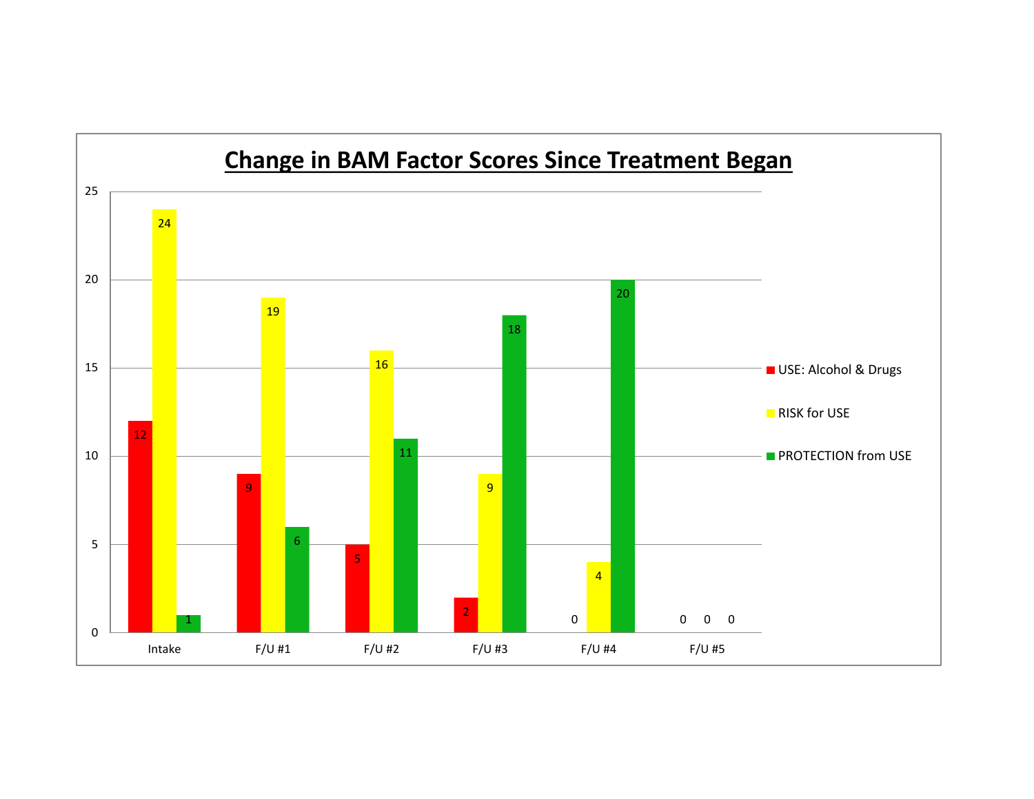# Change in BAM Factor Scores Since Treatment Began

| | Intake | F/U #1 | F/U #2 | F/U #3 | F/U #4 | F/U #5 |
|---|---|---|---|---|---|---|
| USE: Alcohol & Drugs | 12 | 9 | 5 | 2 | 0 | 0 |
| RISK for USE | 24 | 19 | 16 | 9 | 4 | 0 |
| PROTECTION from USE | 1 | 6 | 11 | 18 | 20 | 0 |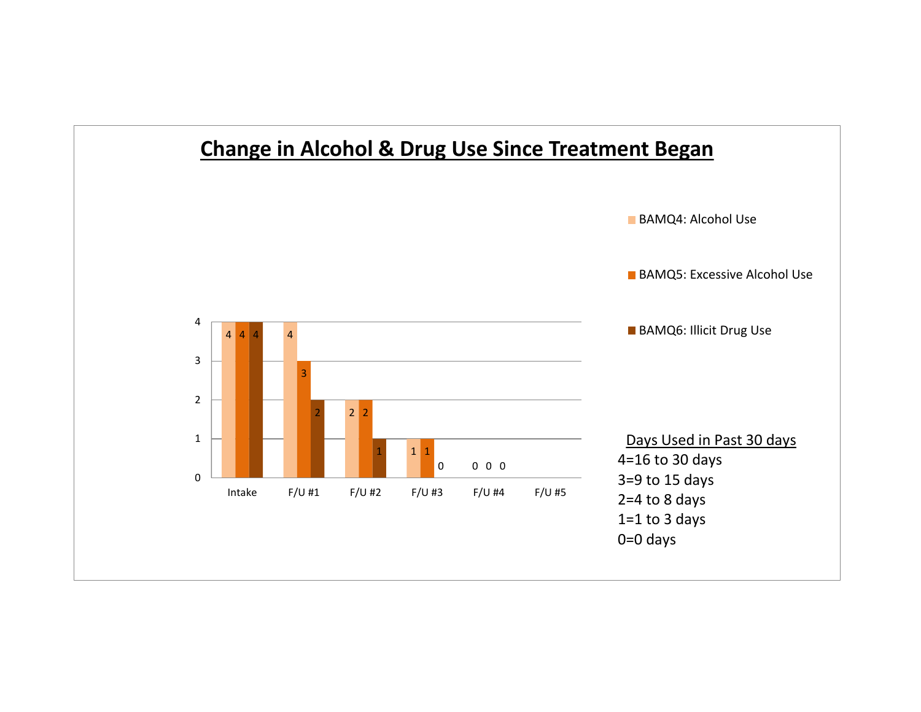## Change in Alcohol & Drug Use Since Treatment Began

| | BAMQ4: Alcohol Use | BAMQ5: Excessive Alcohol Use | BAMQ6: Illicit Drug Use |
|---|---|---|---|
| Intake | 4 | 4 | 4 |
| F/U #1 | 4 | 3 | 2 |
| F/U #2 | 2 | 2 | 1 |
| F/U #3 | 1 | 1 | 0 |
| F/U #4 | 0 | 0 | 0 |
| F/U #5 | | | |

Days Used in Past 30 days

4=16 to 30 days
3=9 to 15 days
2=4 to 8 days
1=1 to 3 days
0=0 days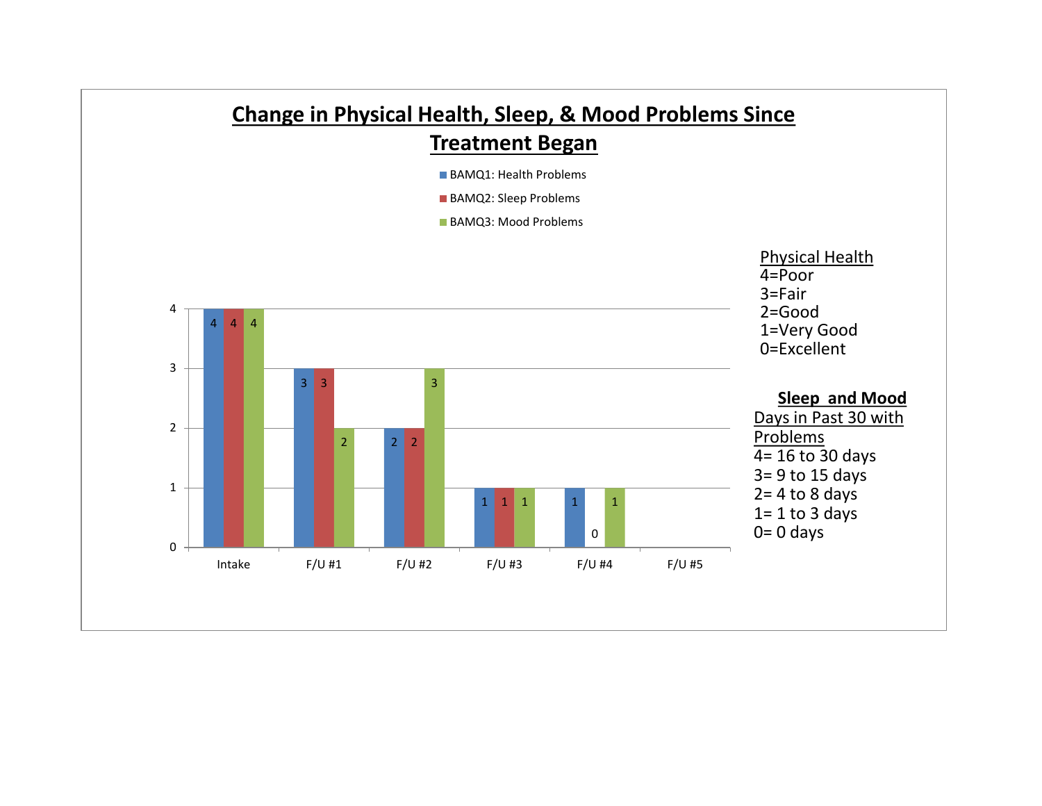## Change in Physical Health, Sleep, & Mood Problems Since Treatment Began

| | BAMQ1: Health Problems | BAMQ2: Sleep Problems | BAMQ3: Mood Problems |
|---|---|---|---|
| Intake | 4 | 4 | 4 |
| F/U #1 | 3 | 3 | 2 |
| F/U #2 | 2 | 2 | 3 |
| F/U #3 | 1 | 1 | 1 |
| F/U #4 | 1 | 0 | 1 |
| F/U #5 | | | |

Physical Health
4=Poor
3=Fair
2=Good
1=Very Good
0=Excellent

**Sleep and Mood**
Days in Past 30 with Problems
4= 16 to 30 days
3= 9 to 15 days
2= 4 to 8 days
1= 1 to 3 days
0= 0 days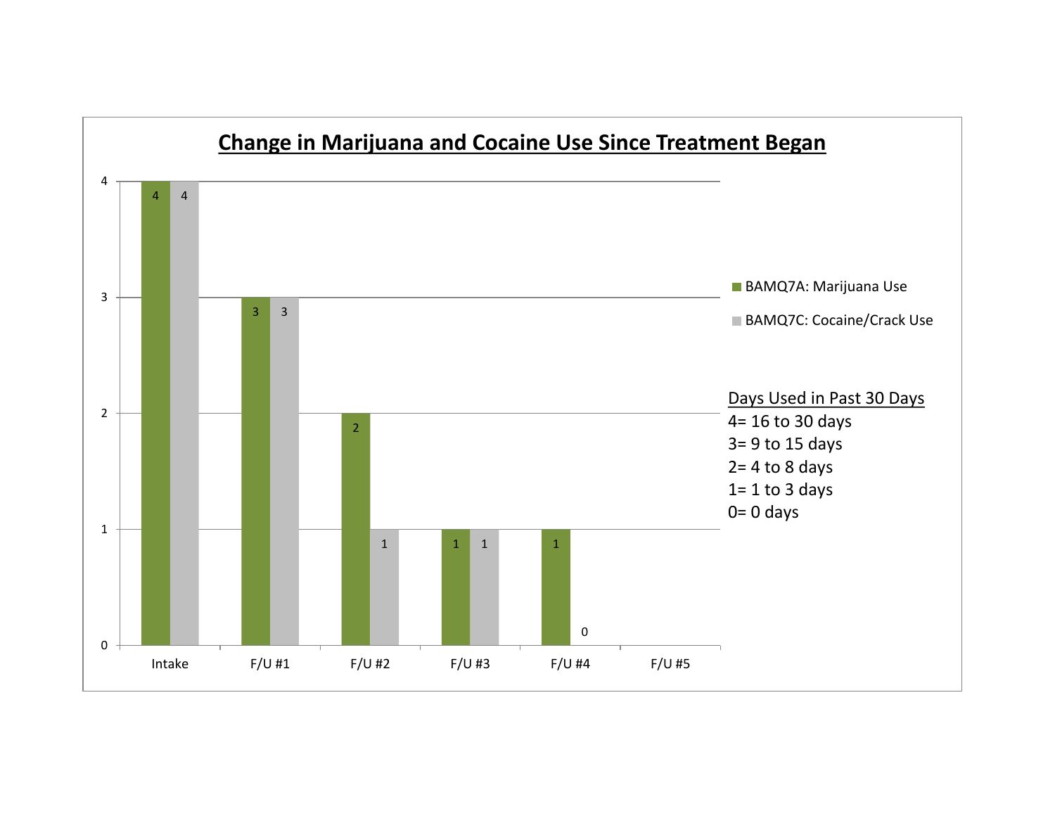## Change in Marijuana and Cocaine Use Since Treatment Began

| | BAMQ7A: Marijuana Use | BAMQ7C: Cocaine/Crack Use |
|---|---|---|
| Intake | 4 | 4 |
| F/U #1 | 3 | 3 |
| F/U #2 | 2 | 1 |
| F/U #3 | 1 | 1 |
| F/U #4 | 1 | 0 |
| F/U #5 | | |

Days Used in Past 30 Days

4= 16 to 30 days
3= 9 to 15 days
2= 4 to 8 days
1= 1 to 3 days
0= 0 days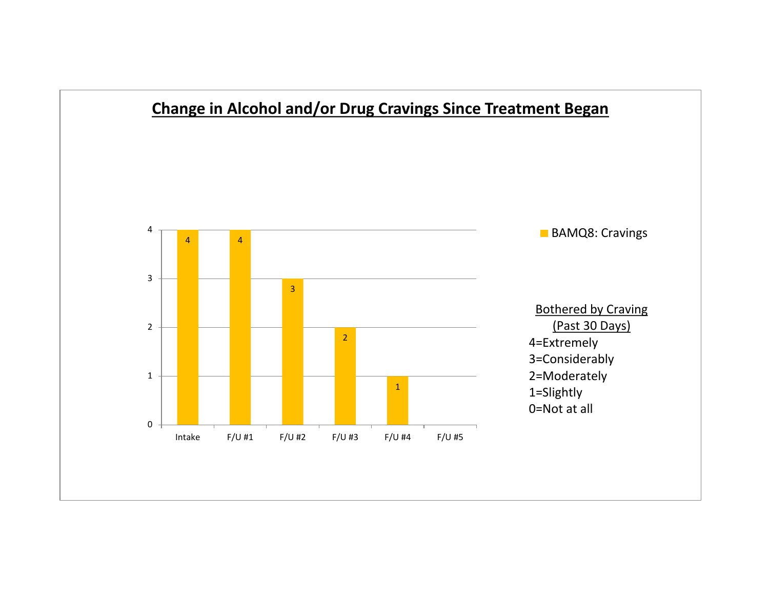## Change in Alcohol and/or Drug Cravings Since Treatment Began

| | BAMQ8: Cravings |
|---|---|
| Intake | 4 |
| F/U #1 | 4 |
| F/U #2 | 3 |
| F/U #3 | 2 |
| F/U #4 | 1 |
| F/U #5 | |

Bothered by Craving (Past 30 Days)

4=Extremely
3=Considerably
2=Moderately
1=Slightly
0=Not at all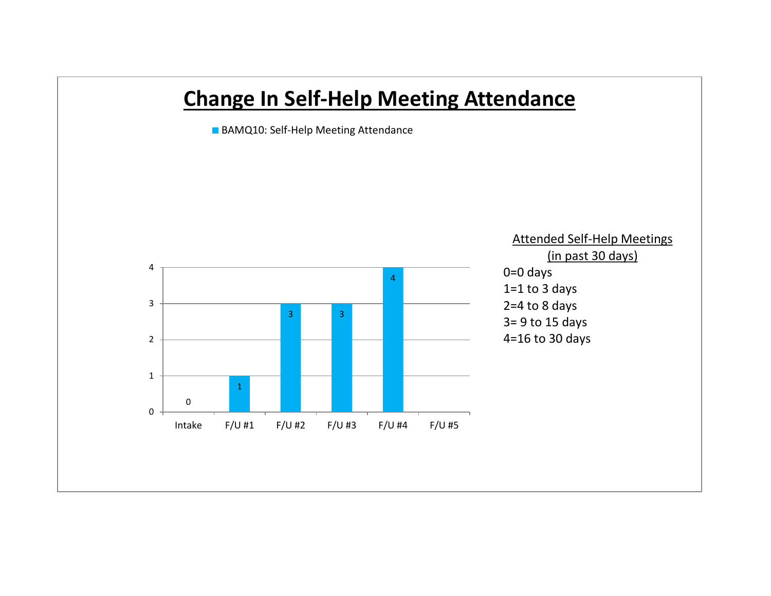# Change In Self-Help Meeting Attendance

BAMQ10: Self-Help Meeting Attendance

| | Intake | F/U #1 | F/U #2 | F/U #3 | F/U #4 | F/U #5 |
|---|---|---|---|---|---|---|
| BAMQ10: Self-Help Meeting Attendance | 0 | 1 | 3 | 3 | 4 | |

Attended Self-Help Meetings (in past 30 days)

0=0 days
1=1 to 3 days
2=4 to 8 days
3= 9 to 15 days
4=16 to 30 days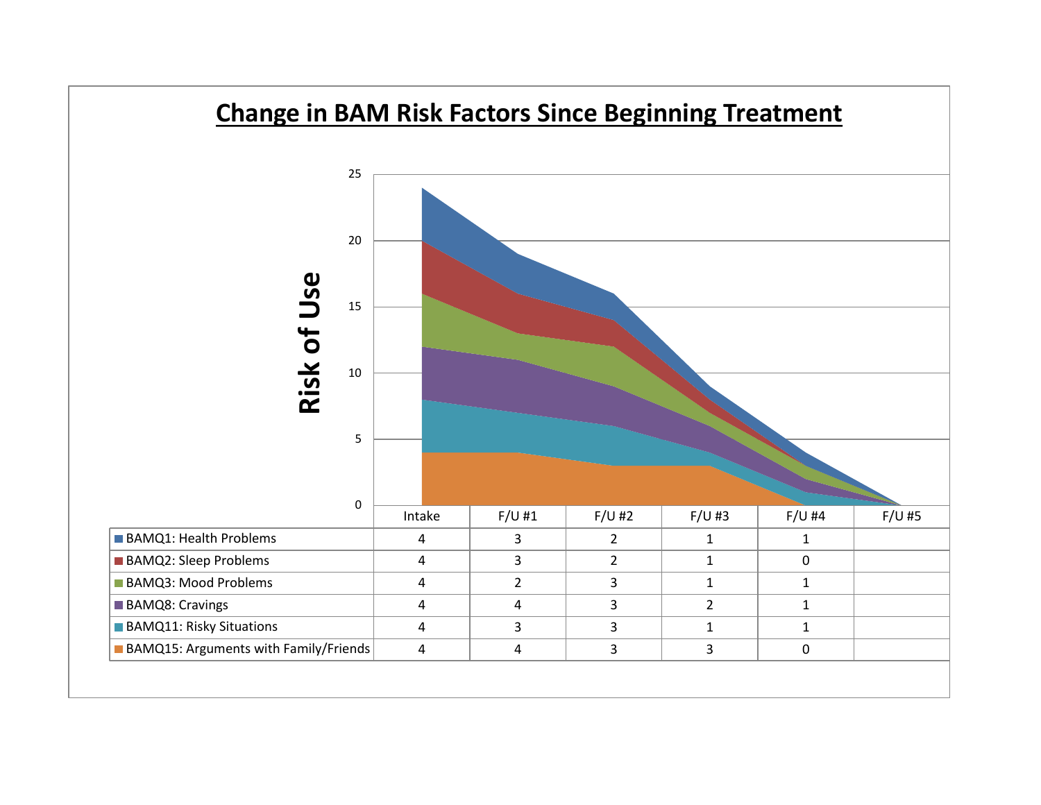## Change in BAM Risk Factors Since Beginning Treatment

Risk of Use

| | Intake | F/U #1 | F/U #2 | F/U #3 | F/U #4 | F/U #5 |
|---|---|---|---|---|---|---|
| BAMQ1: Health Problems | 4 | 3 | 2 | 1 | 1 | |
| BAMQ2: Sleep Problems | 4 | 3 | 2 | 1 | 0 | |
| BAMQ3: Mood Problems | 4 | 2 | 3 | 1 | 1 | |
| BAMQ8: Cravings | 4 | 4 | 3 | 2 | 1 | |
| BAMQ11: Risky Situations | 4 | 3 | 3 | 1 | 1 | |
| BAMQ15: Arguments with Family/Friends | 4 | 4 | 3 | 3 | 0 | |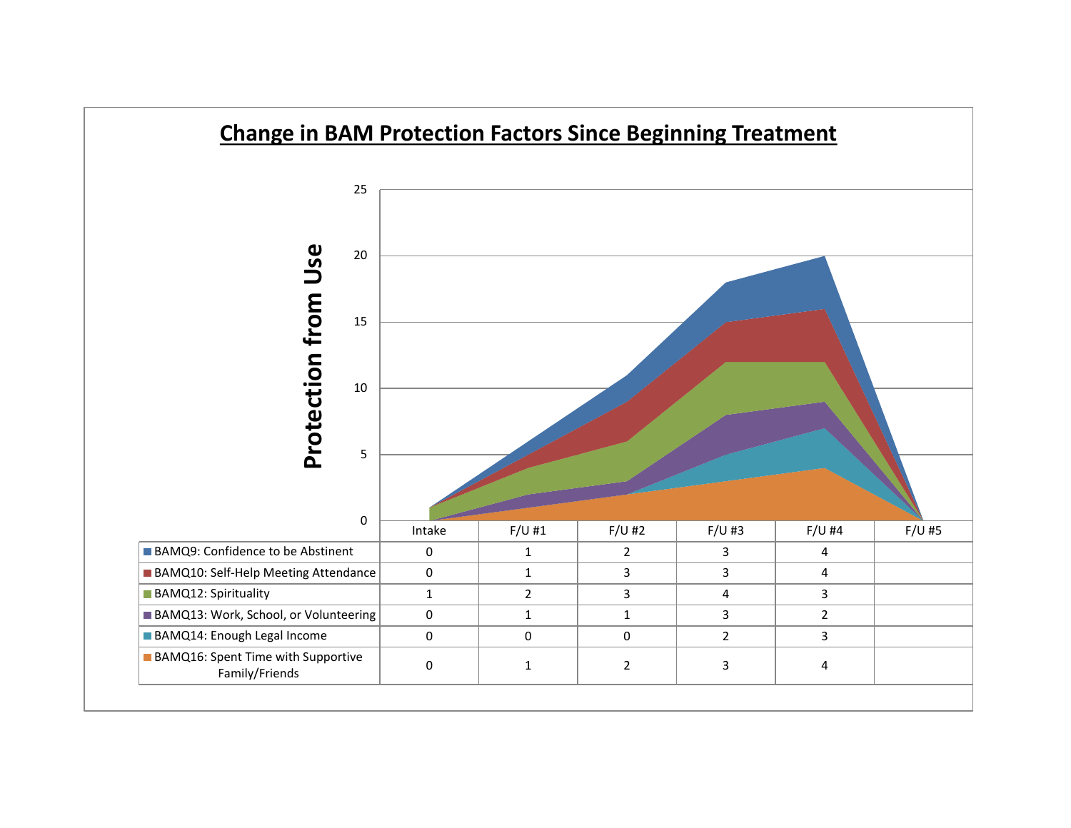## Change in BAM Protection Factors Since Beginning Treatment

Protection from Use

| | Intake | F/U #1 | F/U #2 | F/U #3 | F/U #4 | F/U #5 |
|---|---|---|---|---|---|---|
| BAMQ9: Confidence to be Abstinent | 0 | 1 | 2 | 3 | 4 | |
| BAMQ10: Self-Help Meeting Attendance | 0 | 1 | 3 | 3 | 4 | |
| BAMQ12: Spirituality | 1 | 2 | 3 | 4 | 3 | |
| BAMQ13: Work, School, or Volunteering | 0 | 1 | 1 | 3 | 2 | |
| BAMQ14: Enough Legal Income | 0 | 0 | 0 | 2 | 3 | |
| BAMQ16: Spent Time with Supportive Family/Friends | 0 | 1 | 2 | 3 | 4 | |